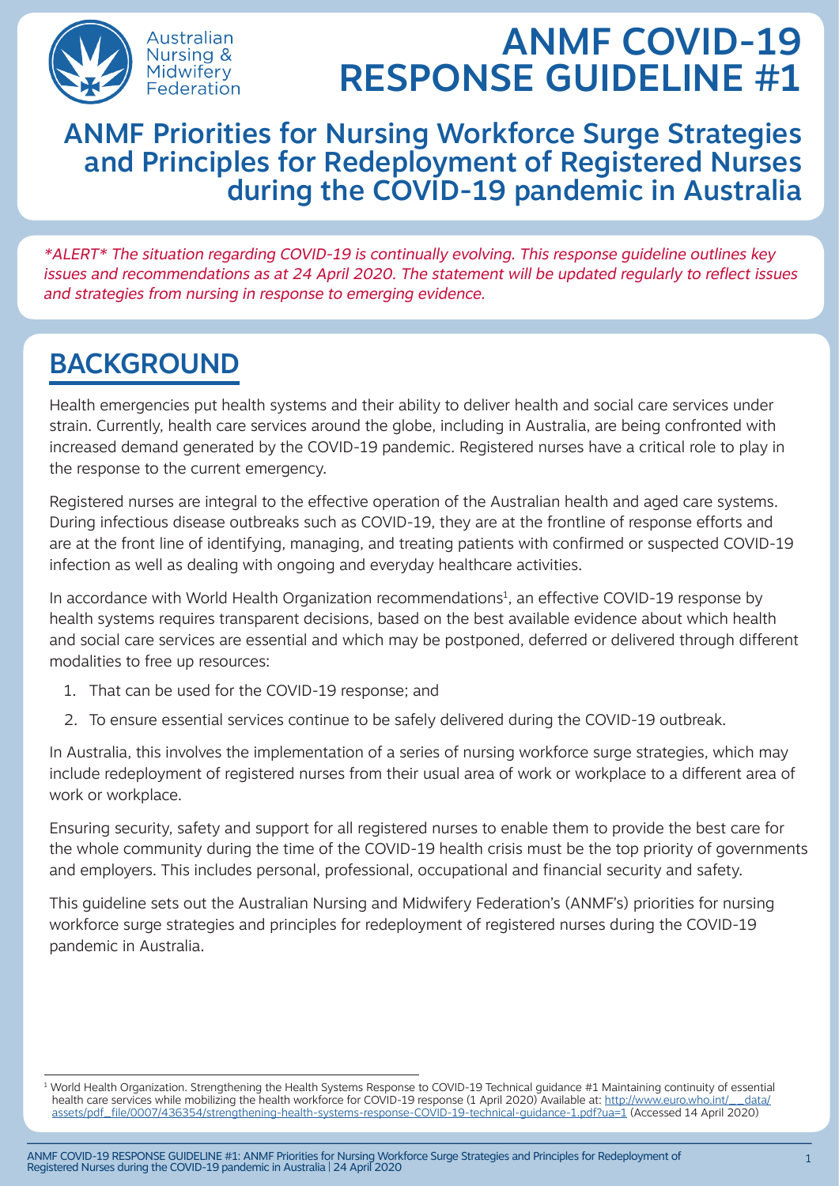Australian Nursing & Midwifery Federation

# ANMF COVID-19 RESPONSE GUIDELINE #1

## ANMF Priorities for Nursing Workforce Surge Strategies and Principles for Redeployment of Registered Nurses during the COVID-19 pandemic in Australia

*\*ALERT\* The situation regarding COVID-19 is continually evolving. This response guideline outlines key issues and recommendations as at 24 April 2020. The statement will be updated regularly to reflect issues and strategies from nursing in response to emerging evidence.*

## BACKGROUND

Health emergencies put health systems and their ability to deliver health and social care services under strain. Currently, health care services around the globe, including in Australia, are being confronted with increased demand generated by the COVID-19 pandemic. Registered nurses have a critical role to play in the response to the current emergency.

Registered nurses are integral to the effective operation of the Australian health and aged care systems. During infectious disease outbreaks such as COVID-19, they are at the frontline of response efforts and are at the front line of identifying, managing, and treating patients with confirmed or suspected COVID-19 infection as well as dealing with ongoing and everyday healthcare activities.

In accordance with World Health Organization recommendations[1], an effective COVID-19 response by health systems requires transparent decisions, based on the best available evidence about which health and social care services are essential and which may be postponed, deferred or delivered through different modalities to free up resources:

1. That can be used for the COVID-19 response; and
2. To ensure essential services continue to be safely delivered during the COVID-19 outbreak.

In Australia, this involves the implementation of a series of nursing workforce surge strategies, which may include redeployment of registered nurses from their usual area of work or workplace to a different area of work or workplace.

Ensuring security, safety and support for all registered nurses to enable them to provide the best care for the whole community during the time of the COVID-19 health crisis must be the top priority of governments and employers. This includes personal, professional, occupational and financial security and safety.

This guideline sets out the Australian Nursing and Midwifery Federation's (ANMF's) priorities for nursing workforce surge strategies and principles for redeployment of registered nurses during the COVID-19 pandemic in Australia.

[1] World Health Organization. Strengthening the Health Systems Response to COVID-19 Technical guidance #1 Maintaining continuity of essential health care services while mobilizing the health workforce for COVID-19 response (1 April 2020) Available at: http://www.euro.who.int/__data/assets/pdf_file/0007/436354/strengthening-health-systems-response-COVID-19-technical-guidance-1.pdf?ua=1 (Accessed 14 April 2020)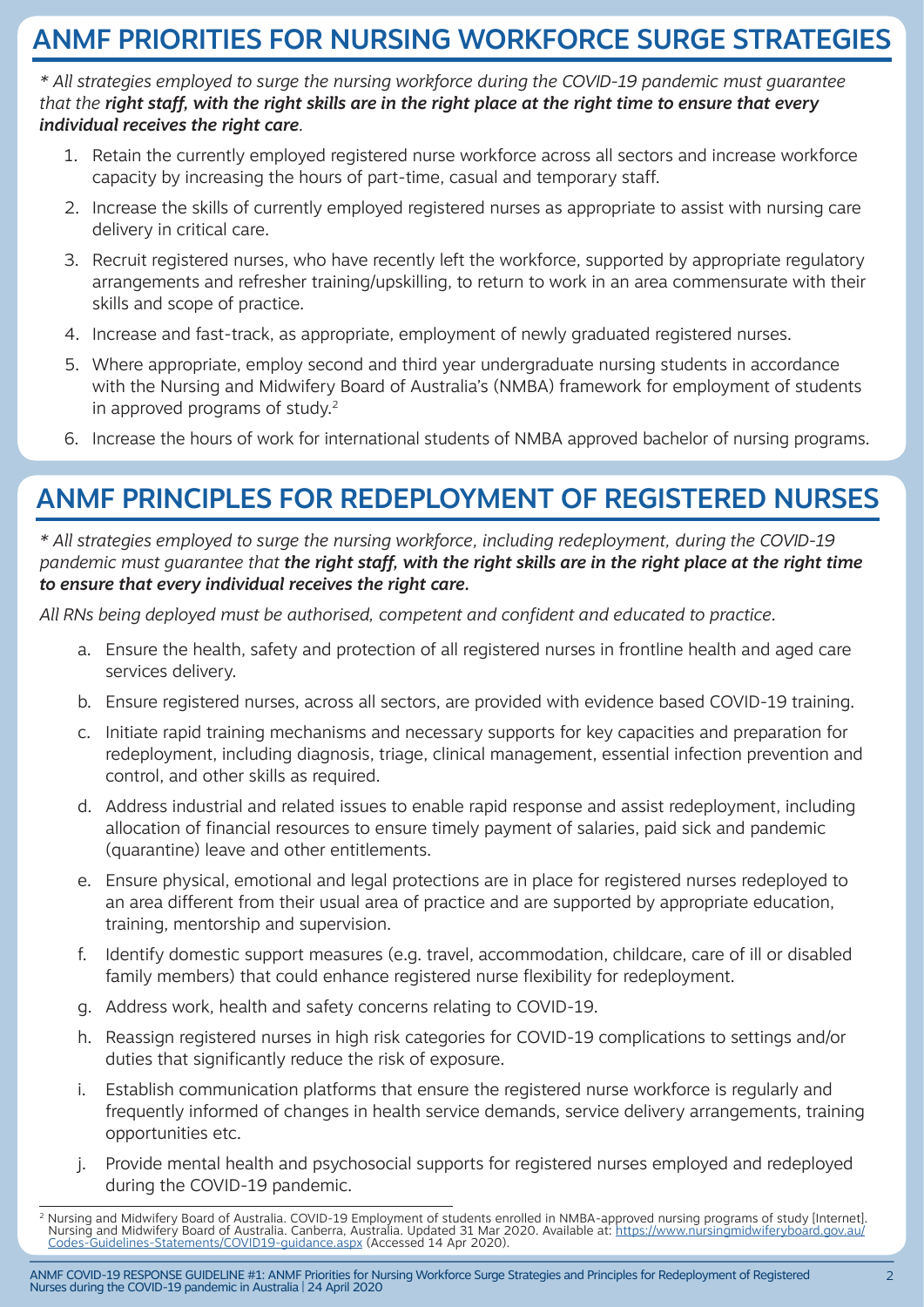## ANMF PRIORITIES FOR NURSING WORKFORCE SURGE STRATEGIES

*\* All strategies employed to surge the nursing workforce during the COVID-19 pandemic must guarantee that the **right staff, with the right skills are in the right place at the right time to ensure that every individual receives the right care**.*

1. Retain the currently employed registered nurse workforce across all sectors and increase workforce capacity by increasing the hours of part-time, casual and temporary staff.
2. Increase the skills of currently employed registered nurses as appropriate to assist with nursing care delivery in critical care.
3. Recruit registered nurses, who have recently left the workforce, supported by appropriate regulatory arrangements and refresher training/upskilling, to return to work in an area commensurate with their skills and scope of practice.
4. Increase and fast-track, as appropriate, employment of newly graduated registered nurses.
5. Where appropriate, employ second and third year undergraduate nursing students in accordance with the Nursing and Midwifery Board of Australia's (NMBA) framework for employment of students in approved programs of study.[2]
6. Increase the hours of work for international students of NMBA approved bachelor of nursing programs.

## ANMF PRINCIPLES FOR REDEPLOYMENT OF REGISTERED NURSES

*\* All strategies employed to surge the nursing workforce, including redeployment, during the COVID-19 pandemic must guarantee that **the right staff, with the right skills are in the right place at the right time to ensure that every individual receives the right care.***

*All RNs being deployed must be authorised, competent and confident and educated to practice.*

a. Ensure the health, safety and protection of all registered nurses in frontline health and aged care services delivery.

b. Ensure registered nurses, across all sectors, are provided with evidence based COVID-19 training.

c. Initiate rapid training mechanisms and necessary supports for key capacities and preparation for redeployment, including diagnosis, triage, clinical management, essential infection prevention and control, and other skills as required.

d. Address industrial and related issues to enable rapid response and assist redeployment, including allocation of financial resources to ensure timely payment of salaries, paid sick and pandemic (quarantine) leave and other entitlements.

e. Ensure physical, emotional and legal protections are in place for registered nurses redeployed to an area different from their usual area of practice and are supported by appropriate education, training, mentorship and supervision.

f. Identify domestic support measures (e.g. travel, accommodation, childcare, care of ill or disabled family members) that could enhance registered nurse flexibility for redeployment.

g. Address work, health and safety concerns relating to COVID-19.

h. Reassign registered nurses in high risk categories for COVID-19 complications to settings and/or duties that significantly reduce the risk of exposure.

i. Establish communication platforms that ensure the registered nurse workforce is regularly and frequently informed of changes in health service demands, service delivery arrangements, training opportunities etc.

j. Provide mental health and psychosocial supports for registered nurses employed and redeployed during the COVID-19 pandemic.

---

[2] Nursing and Midwifery Board of Australia. COVID-19 Employment of students enrolled in NMBA-approved nursing programs of study [Internet]. Nursing and Midwifery Board of Australia. Canberra, Australia. Updated 31 Mar 2020. Available at: https://www.nursingmidwiferyboard.gov.au/Codes-Guidelines-Statements/COVID19-guidance.aspx (Accessed 14 Apr 2020).